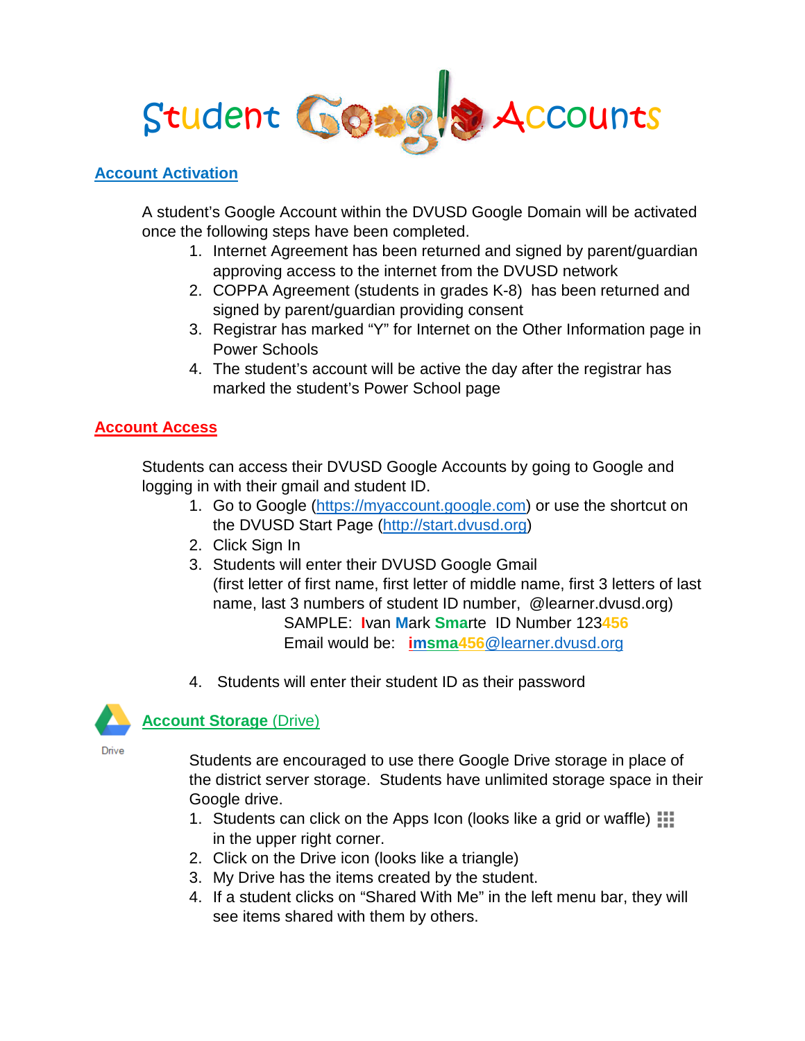# Student Google Accounts

## Account Activation

A student's Google Account within the DVUSD Google Domain will be activated once the following steps have been completed.

1. Internet Agreement has been returned and signed by parent/guardian approving access to the internet from the DVUSD network
2. COPPA Agreement (students in grades K-8) has been returned and signed by parent/guardian providing consent
3. Registrar has marked "Y" for Internet on the Other Information page in Power Schools
4. The student's account will be active the day after the registrar has marked the student's Power School page

## Account Access

Students can access their DVUSD Google Accounts by going to Google and logging in with their gmail and student ID.

1. Go to Google (https://myaccount.google.com) or use the shortcut on the DVUSD Start Page (http://start.dvusd.org)
2. Click Sign In
3. Students will enter their DVUSD Google Gmail (first letter of first name, first letter of middle name, first 3 letters of last name, last 3 numbers of student ID number, @learner.dvusd.org)

   SAMPLE: **I**van **M**ark **Sma**rte ID Number 123**456**

   Email would be: **imsma456**@learner.dvusd.org

4. Students will enter their student ID as their password

## Account Storage (Drive)

Drive

Students are encouraged to use there Google Drive storage in place of the district server storage. Students have unlimited storage space in their Google drive.

1. Students can click on the Apps Icon (looks like a grid or waffle) in the upper right corner.
2. Click on the Drive icon (looks like a triangle)
3. My Drive has the items created by the student.
4. If a student clicks on "Shared With Me" in the left menu bar, they will see items shared with them by others.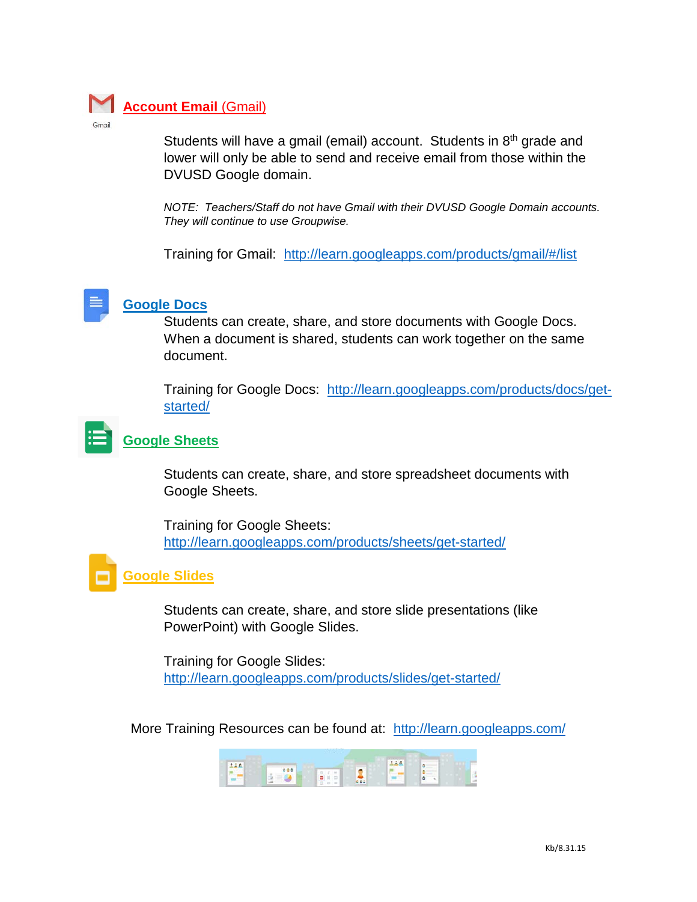## Account Email (Gmail)

Students will have a gmail (email) account. Students in 8th grade and lower will only be able to send and receive email from those within the DVUSD Google domain.

*NOTE: Teachers/Staff do not have Gmail with their DVUSD Google Domain accounts. They will continue to use Groupwise.*

Training for Gmail: http://learn.googleapps.com/products/gmail/#/list

## Google Docs

Students can create, share, and store documents with Google Docs. When a document is shared, students can work together on the same document.

Training for Google Docs: http://learn.googleapps.com/products/docs/get-started/

## Google Sheets

Students can create, share, and store spreadsheet documents with Google Sheets.

Training for Google Sheets: http://learn.googleapps.com/products/sheets/get-started/

## Google Slides

Students can create, share, and store slide presentations (like PowerPoint) with Google Slides.

Training for Google Slides: http://learn.googleapps.com/products/slides/get-started/

More Training Resources can be found at: http://learn.googleapps.com/

Kb/8.31.15